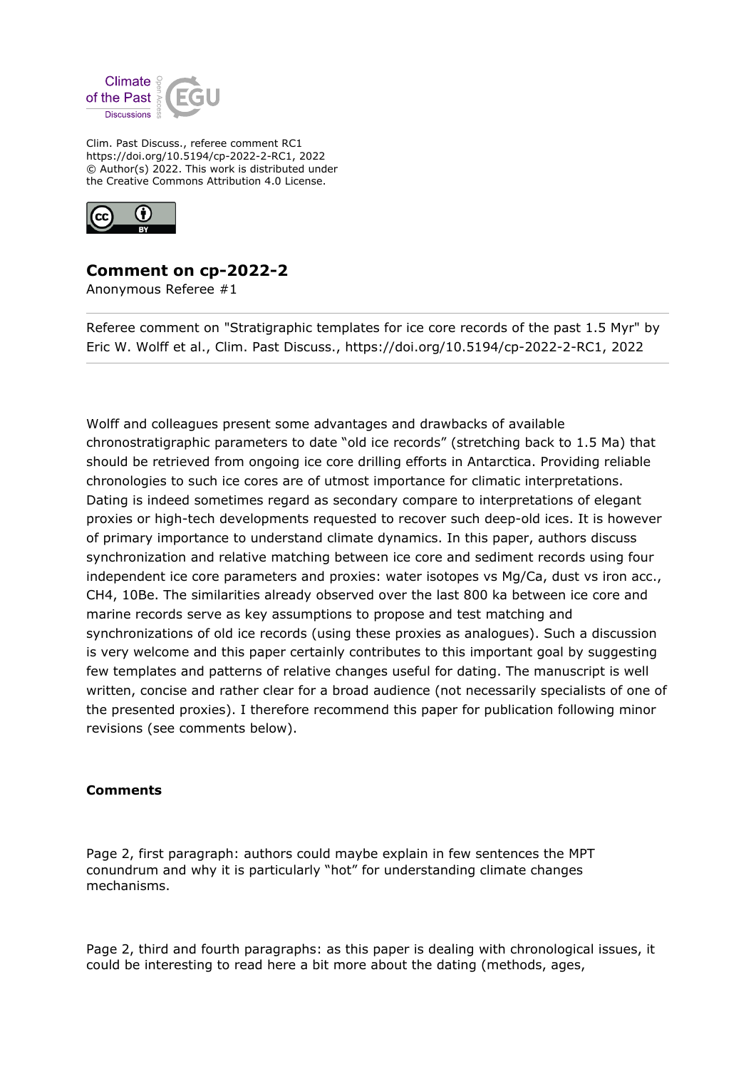Clim. Past Discuss., referee comment RC1
https://doi.org/10.5194/cp-2022-2-RC1, 2022
© Author(s) 2022. This work is distributed under
the Creative Commons Attribution 4.0 License.

# Comment on cp-2022-2

Anonymous Referee #1

Referee comment on "Stratigraphic templates for ice core records of the past 1.5 Myr" by Eric W. Wolff et al., Clim. Past Discuss., https://doi.org/10.5194/cp-2022-2-RC1, 2022

Wolff and colleagues present some advantages and drawbacks of available chronostratigraphic parameters to date "old ice records" (stretching back to 1.5 Ma) that should be retrieved from ongoing ice core drilling efforts in Antarctica. Providing reliable chronologies to such ice cores are of utmost importance for climatic interpretations. Dating is indeed sometimes regard as secondary compare to interpretations of elegant proxies or high-tech developments requested to recover such deep-old ices. It is however of primary importance to understand climate dynamics. In this paper, authors discuss synchronization and relative matching between ice core and sediment records using four independent ice core parameters and proxies: water isotopes vs Mg/Ca, dust vs iron acc., CH4, 10Be. The similarities already observed over the last 800 ka between ice core and marine records serve as key assumptions to propose and test matching and synchronizations of old ice records (using these proxies as analogues). Such a discussion is very welcome and this paper certainly contributes to this important goal by suggesting few templates and patterns of relative changes useful for dating. The manuscript is well written, concise and rather clear for a broad audience (not necessarily specialists of one of the presented proxies). I therefore recommend this paper for publication following minor revisions (see comments below).

**Comments**

Page 2, first paragraph: authors could maybe explain in few sentences the MPT conundrum and why it is particularly "hot" for understanding climate changes mechanisms.

Page 2, third and fourth paragraphs: as this paper is dealing with chronological issues, it could be interesting to read here a bit more about the dating (methods, ages,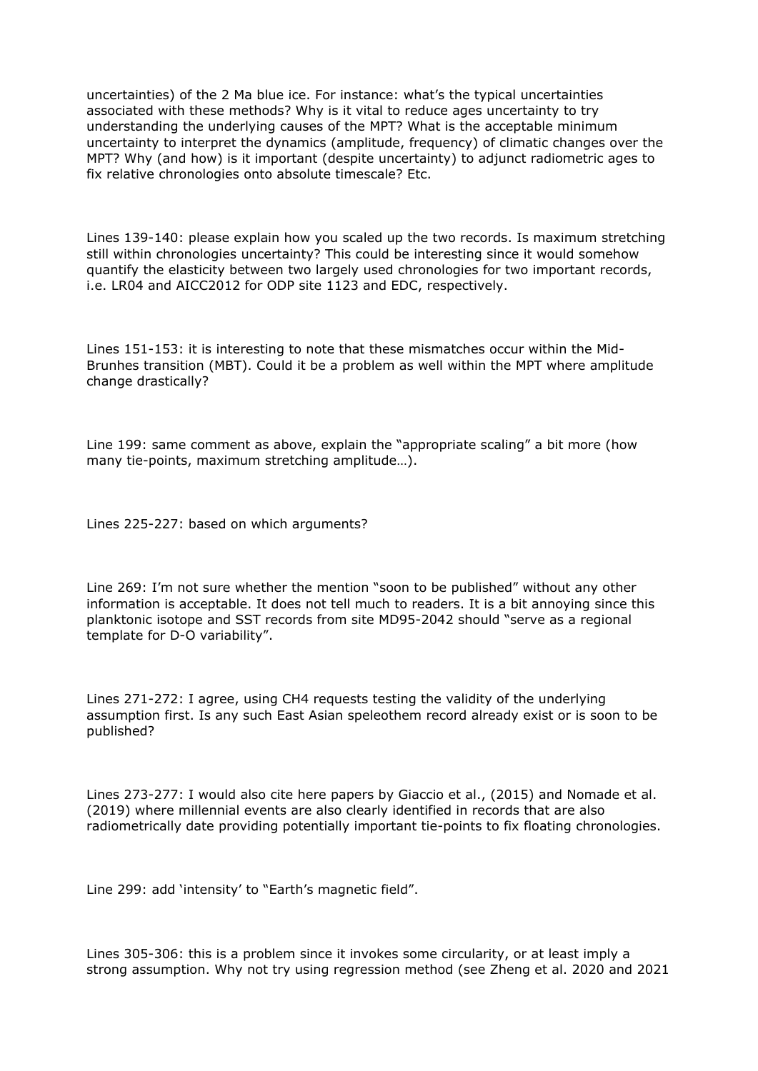uncertainties) of the 2 Ma blue ice. For instance: what's the typical uncertainties associated with these methods? Why is it vital to reduce ages uncertainty to try understanding the underlying causes of the MPT? What is the acceptable minimum uncertainty to interpret the dynamics (amplitude, frequency) of climatic changes over the MPT? Why (and how) is it important (despite uncertainty) to adjunct radiometric ages to fix relative chronologies onto absolute timescale? Etc.

Lines 139-140: please explain how you scaled up the two records. Is maximum stretching still within chronologies uncertainty? This could be interesting since it would somehow quantify the elasticity between two largely used chronologies for two important records, i.e. LR04 and AICC2012 for ODP site 1123 and EDC, respectively.

Lines 151-153: it is interesting to note that these mismatches occur within the Mid-Brunhes transition (MBT). Could it be a problem as well within the MPT where amplitude change drastically?

Line 199: same comment as above, explain the "appropriate scaling" a bit more (how many tie-points, maximum stretching amplitude…).

Lines 225-227: based on which arguments?

Line 269: I'm not sure whether the mention "soon to be published" without any other information is acceptable. It does not tell much to readers. It is a bit annoying since this planktonic isotope and SST records from site MD95-2042 should "serve as a regional template for D-O variability".

Lines 271-272: I agree, using CH4 requests testing the validity of the underlying assumption first. Is any such East Asian speleothem record already exist or is soon to be published?

Lines 273-277: I would also cite here papers by Giaccio et al., (2015) and Nomade et al. (2019) where millennial events are also clearly identified in records that are also radiometrically date providing potentially important tie-points to fix floating chronologies.

Line 299: add 'intensity' to "Earth's magnetic field".

Lines 305-306: this is a problem since it invokes some circularity, or at least imply a strong assumption. Why not try using regression method (see Zheng et al. 2020 and 2021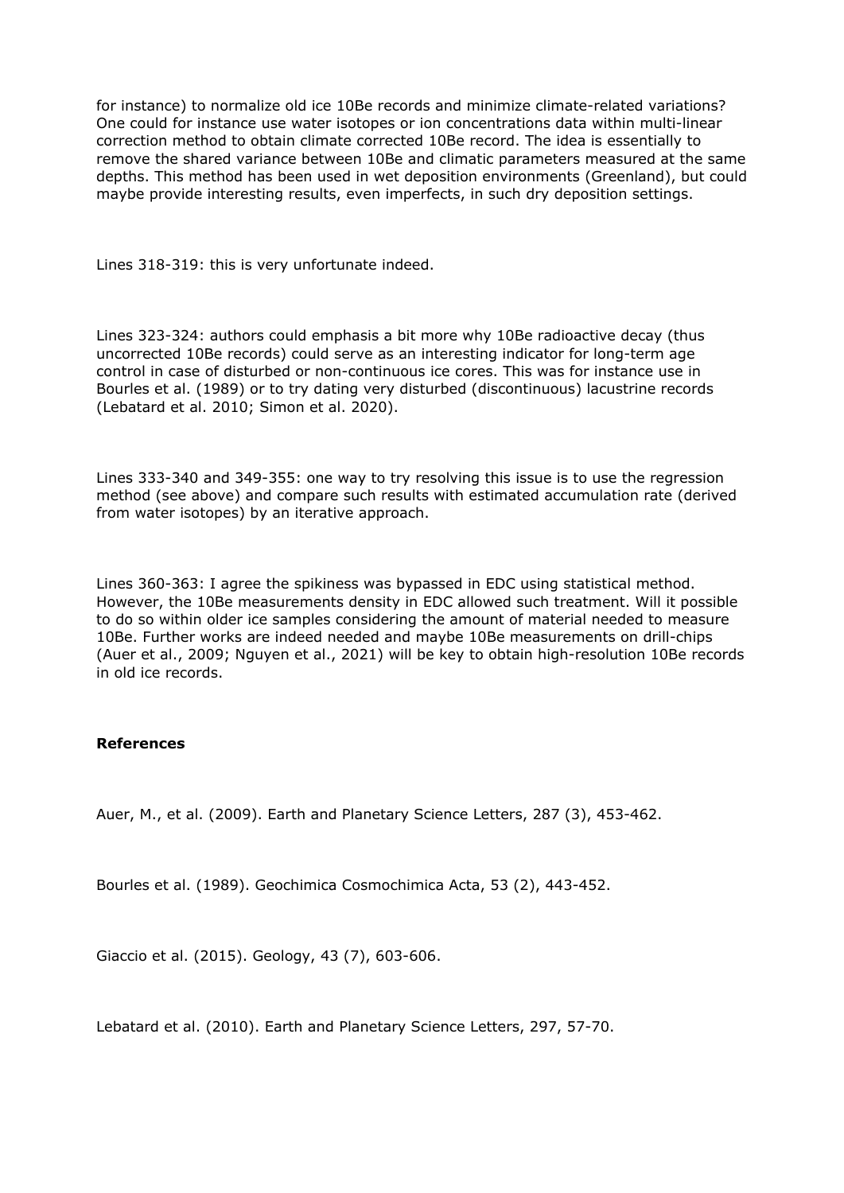for instance) to normalize old ice 10Be records and minimize climate-related variations? One could for instance use water isotopes or ion concentrations data within multi-linear correction method to obtain climate corrected 10Be record. The idea is essentially to remove the shared variance between 10Be and climatic parameters measured at the same depths. This method has been used in wet deposition environments (Greenland), but could maybe provide interesting results, even imperfects, in such dry deposition settings.

Lines 318-319: this is very unfortunate indeed.

Lines 323-324: authors could emphasis a bit more why 10Be radioactive decay (thus uncorrected 10Be records) could serve as an interesting indicator for long-term age control in case of disturbed or non-continuous ice cores. This was for instance use in Bourles et al. (1989) or to try dating very disturbed (discontinuous) lacustrine records (Lebatard et al. 2010; Simon et al. 2020).

Lines 333-340 and 349-355: one way to try resolving this issue is to use the regression method (see above) and compare such results with estimated accumulation rate (derived from water isotopes) by an iterative approach.

Lines 360-363: I agree the spikiness was bypassed in EDC using statistical method. However, the 10Be measurements density in EDC allowed such treatment. Will it possible to do so within older ice samples considering the amount of material needed to measure 10Be. Further works are indeed needed and maybe 10Be measurements on drill-chips (Auer et al., 2009; Nguyen et al., 2021) will be key to obtain high-resolution 10Be records in old ice records.

**References**

Auer, M., et al. (2009). Earth and Planetary Science Letters, 287 (3), 453-462.

Bourles et al. (1989). Geochimica Cosmochimica Acta, 53 (2), 443-452.

Giaccio et al. (2015). Geology, 43 (7), 603-606.

Lebatard et al. (2010). Earth and Planetary Science Letters, 297, 57-70.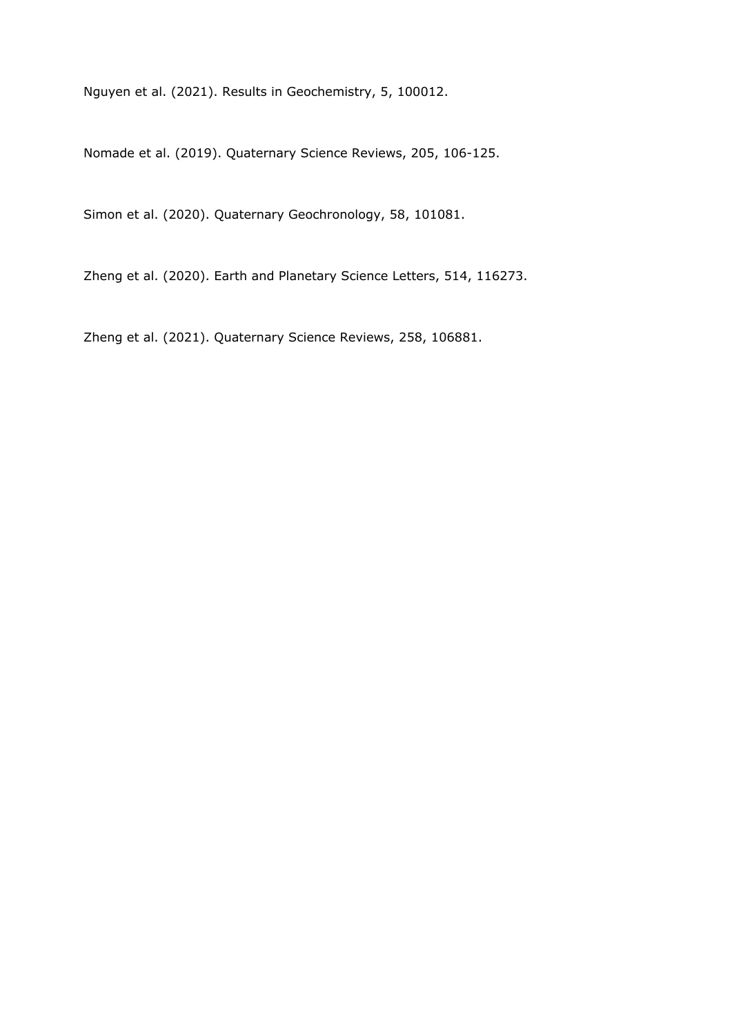Nguyen et al. (2021). Results in Geochemistry, 5, 100012.

Nomade et al. (2019). Quaternary Science Reviews, 205, 106-125.

Simon et al. (2020). Quaternary Geochronology, 58, 101081.

Zheng et al. (2020). Earth and Planetary Science Letters, 514, 116273.

Zheng et al. (2021). Quaternary Science Reviews, 258, 106881.